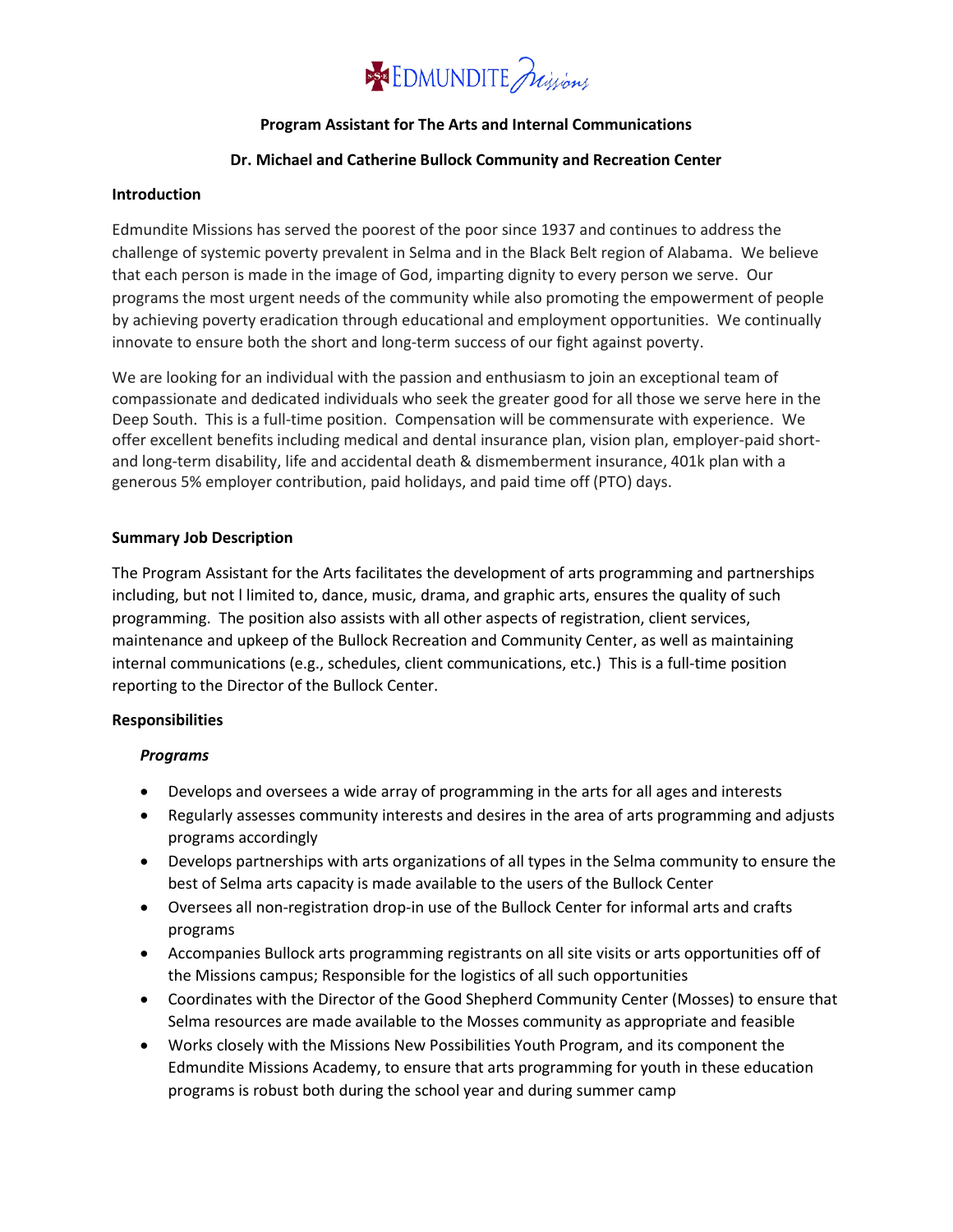EDMUNDITE Missions

**Program Assistant for The Arts and Internal Communications**

**Dr. Michael and Catherine Bullock Community and Recreation Center**

**Introduction**

Edmundite Missions has served the poorest of the poor since 1937 and continues to address the challenge of systemic poverty prevalent in Selma and in the Black Belt region of Alabama. We believe that each person is made in the image of God, imparting dignity to every person we serve. Our programs the most urgent needs of the community while also promoting the empowerment of people by achieving poverty eradication through educational and employment opportunities. We continually innovate to ensure both the short and long-term success of our fight against poverty.

We are looking for an individual with the passion and enthusiasm to join an exceptional team of compassionate and dedicated individuals who seek the greater good for all those we serve here in the Deep South. This is a full-time position. Compensation will be commensurate with experience. We offer excellent benefits including medical and dental insurance plan, vision plan, employer-paid short- and long-term disability, life and accidental death & dismemberment insurance, 401k plan with a generous 5% employer contribution, paid holidays, and paid time off (PTO) days.

**Summary Job Description**

The Program Assistant for the Arts facilitates the development of arts programming and partnerships including, but not l limited to, dance, music, drama, and graphic arts, ensures the quality of such programming. The position also assists with all other aspects of registration, client services, maintenance and upkeep of the Bullock Recreation and Community Center, as well as maintaining internal communications (e.g., schedules, client communications, etc.) This is a full-time position reporting to the Director of the Bullock Center.

**Responsibilities**

***Programs***

- Develops and oversees a wide array of programming in the arts for all ages and interests
- Regularly assesses community interests and desires in the area of arts programming and adjusts programs accordingly
- Develops partnerships with arts organizations of all types in the Selma community to ensure the best of Selma arts capacity is made available to the users of the Bullock Center
- Oversees all non-registration drop-in use of the Bullock Center for informal arts and crafts programs
- Accompanies Bullock arts programming registrants on all site visits or arts opportunities off of the Missions campus; Responsible for the logistics of all such opportunities
- Coordinates with the Director of the Good Shepherd Community Center (Mosses) to ensure that Selma resources are made available to the Mosses community as appropriate and feasible
- Works closely with the Missions New Possibilities Youth Program, and its component the Edmundite Missions Academy, to ensure that arts programming for youth in these education programs is robust both during the school year and during summer camp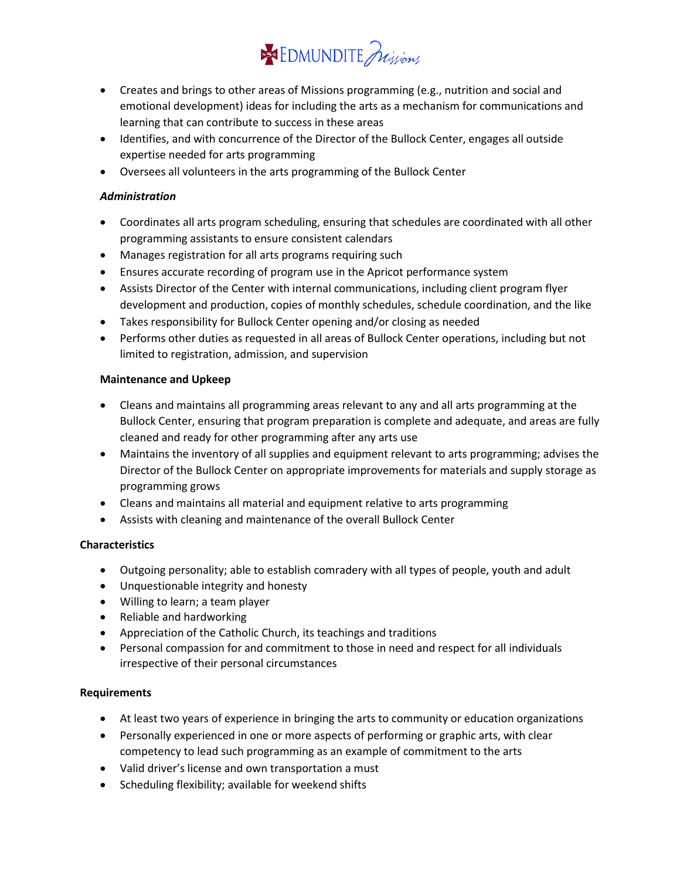- Creates and brings to other areas of Missions programming (e.g., nutrition and social and emotional development) ideas for including the arts as a mechanism for communications and learning that can contribute to success in these areas
- Identifies, and with concurrence of the Director of the Bullock Center, engages all outside expertise needed for arts programming
- Oversees all volunteers in the arts programming of the Bullock Center

***Administration***

- Coordinates all arts program scheduling, ensuring that schedules are coordinated with all other programming assistants to ensure consistent calendars
- Manages registration for all arts programs requiring such
- Ensures accurate recording of program use in the Apricot performance system
- Assists Director of the Center with internal communications, including client program flyer development and production, copies of monthly schedules, schedule coordination, and the like
- Takes responsibility for Bullock Center opening and/or closing as needed
- Performs other duties as requested in all areas of Bullock Center operations, including but not limited to registration, admission, and supervision

**Maintenance and Upkeep**

- Cleans and maintains all programming areas relevant to any and all arts programming at the Bullock Center, ensuring that program preparation is complete and adequate, and areas are fully cleaned and ready for other programming after any arts use
- Maintains the inventory of all supplies and equipment relevant to arts programming; advises the Director of the Bullock Center on appropriate improvements for materials and supply storage as programming grows
- Cleans and maintains all material and equipment relative to arts programming
- Assists with cleaning and maintenance of the overall Bullock Center

**Characteristics**

- Outgoing personality; able to establish comradery with all types of people, youth and adult
- Unquestionable integrity and honesty
- Willing to learn; a team player
- Reliable and hardworking
- Appreciation of the Catholic Church, its teachings and traditions
- Personal compassion for and commitment to those in need and respect for all individuals irrespective of their personal circumstances

**Requirements**

- At least two years of experience in bringing the arts to community or education organizations
- Personally experienced in one or more aspects of performing or graphic arts, with clear competency to lead such programming as an example of commitment to the arts
- Valid driver's license and own transportation a must
- Scheduling flexibility; available for weekend shifts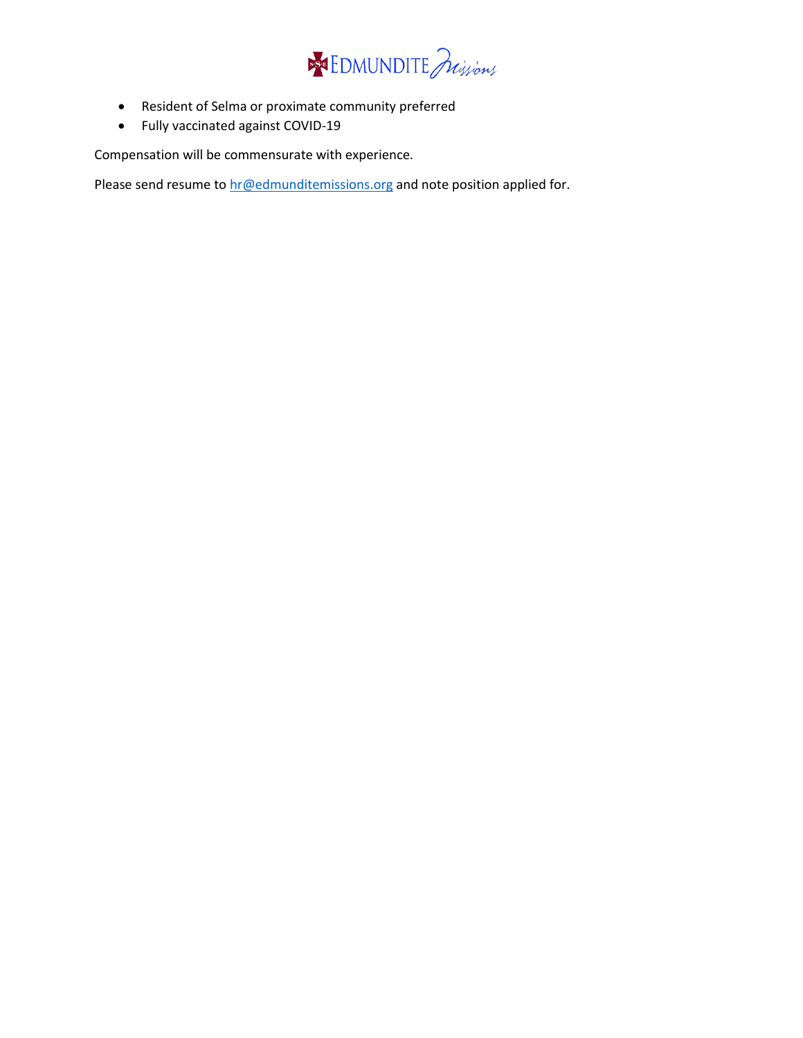- Resident of Selma or proximate community preferred
- Fully vaccinated against COVID-19

Compensation will be commensurate with experience.

Please send resume to hr@edmunditemissions.org and note position applied for.